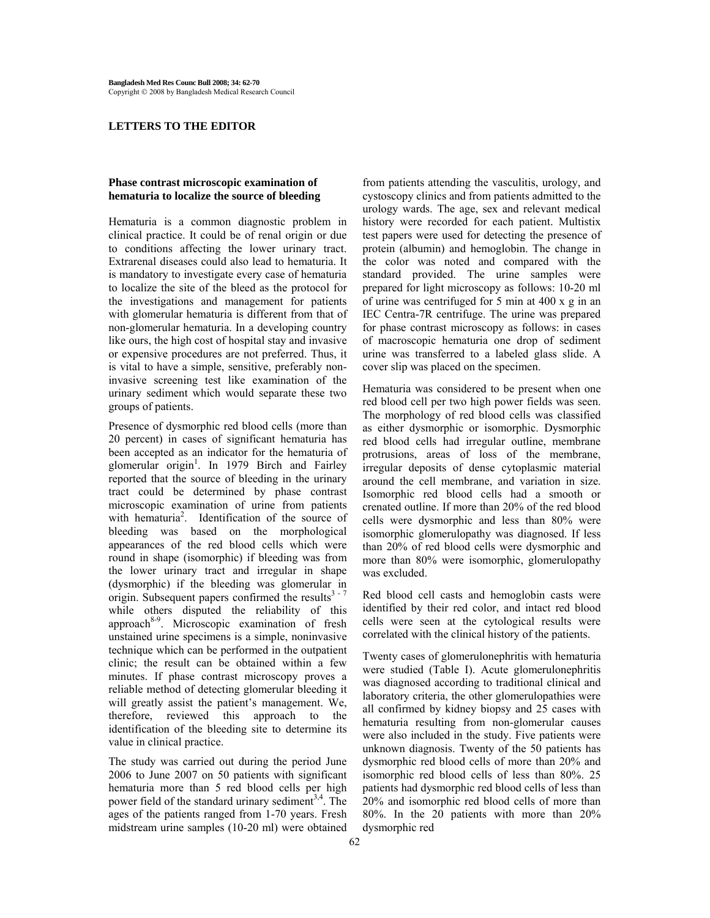## LETTERS TO THE EDITOR

### Phase contrast microscopic examination of hematuria to localize the source of bleeding

Hematuria is a common diagnostic problem in clinical practice. It could be of renal origin or due to conditions affecting the lower urinary tract. Extrarenal diseases could also lead to hematuria. It is mandatory to investigate every case of hematuria to localize the site of the bleed as the protocol for the investigations and management for patients with glomerular hematuria is different from that of non-glomerular hematuria. In a developing country like ours, the high cost of hospital stay and invasive or expensive procedures are not preferred. Thus, it is vital to have a simple, sensitive, preferably non-invasive screening test like examination of the urinary sediment which would separate these two groups of patients.

Presence of dysmorphic red blood cells (more than 20 percent) in cases of significant hematuria has been accepted as an indicator for the hematuria of glomerular origin[1]. In 1979 Birch and Fairley reported that the source of bleeding in the urinary tract could be determined by phase contrast microscopic examination of urine from patients with hematuria[2]. Identification of the source of bleeding was based on the morphological appearances of the red blood cells which were round in shape (isomorphic) if bleeding was from the lower urinary tract and irregular in shape (dysmorphic) if the bleeding was glomerular in origin. Subsequent papers confirmed the results[3-7] while others disputed the reliability of this approach[8-9]. Microscopic examination of fresh unstained urine specimens is a simple, noninvasive technique which can be performed in the outpatient clinic; the result can be obtained within a few minutes. If phase contrast microscopy proves a reliable method of detecting glomerular bleeding it will greatly assist the patient's management. We, therefore, reviewed this approach to the identification of the bleeding site to determine its value in clinical practice.

The study was carried out during the period June 2006 to June 2007 on 50 patients with significant hematuria more than 5 red blood cells per high power field of the standard urinary sediment[3,4]. The ages of the patients ranged from 1-70 years. Fresh midstream urine samples (10-20 ml) were obtained from patients attending the vasculitis, urology, and cystoscopy clinics and from patients admitted to the urology wards. The age, sex and relevant medical history were recorded for each patient. Multistix test papers were used for detecting the presence of protein (albumin) and hemoglobin. The change in the color was noted and compared with the standard provided. The urine samples were prepared for light microscopy as follows: 10-20 ml of urine was centrifuged for 5 min at 400 x g in an IEC Centra-7R centrifuge. The urine was prepared for phase contrast microscopy as follows: in cases of macroscopic hematuria one drop of sediment urine was transferred to a labeled glass slide. A cover slip was placed on the specimen.

Hematuria was considered to be present when one red blood cell per two high power fields was seen. The morphology of red blood cells was classified as either dysmorphic or isomorphic. Dysmorphic red blood cells had irregular outline, membrane protrusions, areas of loss of the membrane, irregular deposits of dense cytoplasmic material around the cell membrane, and variation in size. Isomorphic red blood cells had a smooth or crenated outline. If more than 20% of the red blood cells were dysmorphic and less than 80% were isomorphic glomerulopathy was diagnosed. If less than 20% of red blood cells were dysmorphic and more than 80% were isomorphic, glomerulopathy was excluded.

Red blood cell casts and hemoglobin casts were identified by their red color, and intact red blood cells were seen at the cytological results were correlated with the clinical history of the patients.

Twenty cases of glomerulonephritis with hematuria were studied (Table I). Acute glomerulonephritis was diagnosed according to traditional clinical and laboratory criteria, the other glomerulopathies were all confirmed by kidney biopsy and 25 cases with hematuria resulting from non-glomerular causes were also included in the study. Five patients were unknown diagnosis. Twenty of the 50 patients has dysmorphic red blood cells of more than 20% and isomorphic red blood cells of less than 80%. 25 patients had dysmorphic red blood cells of less than 20% and isomorphic red blood cells of more than 80%. In the 20 patients with more than 20% dysmorphic red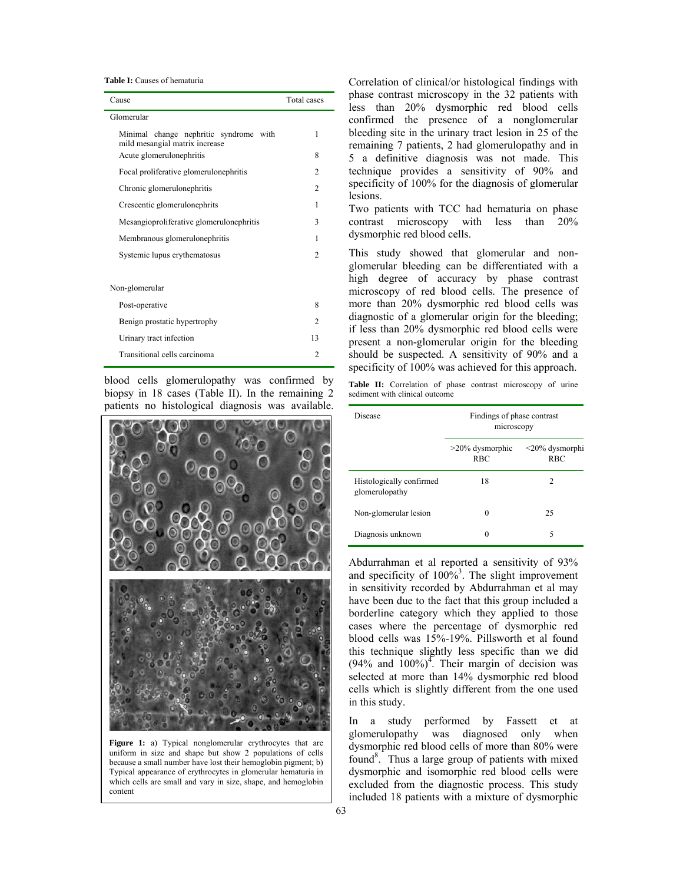**Table I:** Causes of hematuria

| Cause | Total cases |
|---|---|
| Glomerular | |
| Minimal change nephritic syndrome with mild mesangial matrix increase | 1 |
| Acute glomerulonephritis | 8 |
| Focal proliferative glomerulonephritis | 2 |
| Chronic glomerulonephritis | 2 |
| Crescentic glomerulonephrits | 1 |
| Mesangioproliferative glomerulonephritis | 3 |
| Membranous glomerulonephritis | 1 |
| Systemic lupus erythematosus | 2 |
| Non-glomerular | |
| Post-operative | 8 |
| Benign prostatic hypertrophy | 2 |
| Urinary tract infection | 13 |
| Transitional cells carcinoma | 2 |

blood cells glomerulopathy was confirmed by biopsy in 18 cases (Table II). In the remaining 2 patients no histological diagnosis was available.

**Figure 1:** a) Typical nonglomerular erythrocytes that are uniform in size and shape but show 2 populations of cells because a small number have lost their hemoglobin pigment; b) Typical appearance of erythrocytes in glomerular hematuria in which cells are small and vary in size, shape, and hemoglobin content

Correlation of clinical/or histological findings with phase contrast microscopy in the 32 patients with less than 20% dysmorphic red blood cells confirmed the presence of a nonglomerular bleeding site in the urinary tract lesion in 25 of the remaining 7 patients, 2 had glomerulopathy and in 5 a definitive diagnosis was not made. This technique provides a sensitivity of 90% and specificity of 100% for the diagnosis of glomerular lesions.

Two patients with TCC had hematuria on phase contrast microscopy with less than 20% dysmorphic red blood cells.

This study showed that glomerular and non-glomerular bleeding can be differentiated with a high degree of accuracy by phase contrast microscopy of red blood cells. The presence of more than 20% dysmorphic red blood cells was diagnostic of a glomerular origin for the bleeding; if less than 20% dysmorphic red blood cells were present a non-glomerular origin for the bleeding should be suspected. A sensitivity of 90% and a specificity of 100% was achieved for this approach.

**Table II:** Correlation of phase contrast microscopy of urine sediment with clinical outcome

| Disease | Findings of phase contrast microscopy | |
|---|---|---|
| | >20% dysmorphic RBC | <20% dysmorphi RBC |
| Histologically confirmed glomerulopathy | 18 | 2 |
| Non-glomerular lesion | 0 | 25 |
| Diagnosis unknown | 0 | 5 |

Abdurrahman et al reported a sensitivity of 93% and specificity of 100%[3]. The slight improvement in sensitivity recorded by Abdurrahman et al may have been due to the fact that this group included a borderline category which they applied to those cases where the percentage of dysmorphic red blood cells was 15%-19%. Pillsworth et al found this technique slightly less specific than we did (94% and 100%)[4]. Their margin of decision was selected at more than 14% dysmorphic red blood cells which is slightly different from the one used in this study.

In a study performed by Fassett et at glomerulopathy was diagnosed only when dysmorphic red blood cells of more than 80% were found[8]. Thus a large group of patients with mixed dysmorphic and isomorphic red blood cells were excluded from the diagnostic process. This study included 18 patients with a mixture of dysmorphic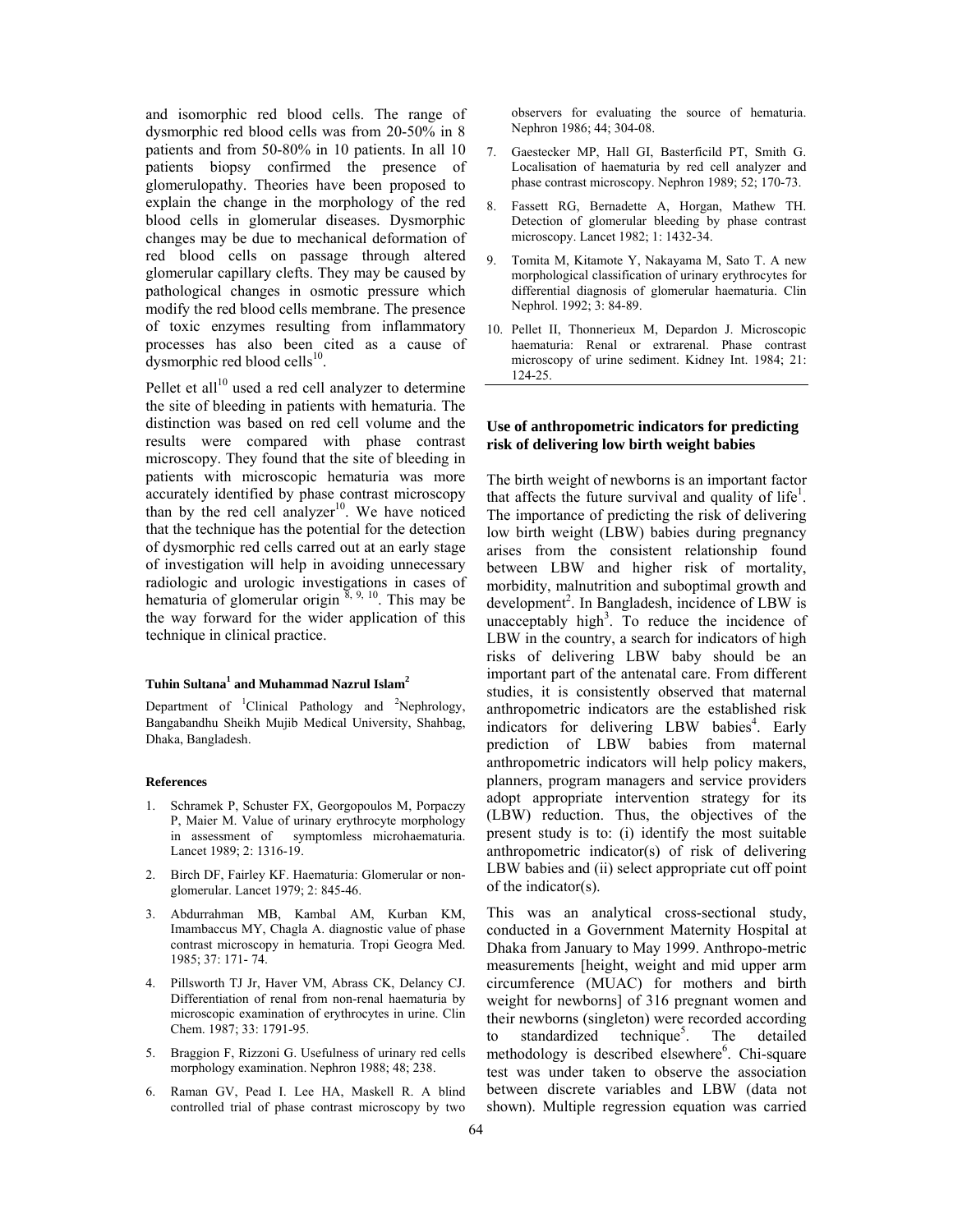and isomorphic red blood cells. The range of dysmorphic red blood cells was from 20-50% in 8 patients and from 50-80% in 10 patients. In all 10 patients biopsy confirmed the presence of glomerulopathy. Theories have been proposed to explain the change in the morphology of the red blood cells in glomerular diseases. Dysmorphic changes may be due to mechanical deformation of red blood cells on passage through altered glomerular capillary clefts. They may be caused by pathological changes in osmotic pressure which modify the red blood cells membrane. The presence of toxic enzymes resulting from inflammatory processes has also been cited as a cause of dysmorphic red blood cells[10].

Pellet et all[10] used a red cell analyzer to determine the site of bleeding in patients with hematuria. The distinction was based on red cell volume and the results were compared with phase contrast microscopy. They found that the site of bleeding in patients with microscopic hematuria was more accurately identified by phase contrast microscopy than by the red cell analyzer[10]. We have noticed that the technique has the potential for the detection of dysmorphic red cells carred out at an early stage of investigation will help in avoiding unnecessary radiologic and urologic investigations in cases of hematuria of glomerular origin [8, 9, 10]. This may be the way forward for the wider application of this technique in clinical practice.

**Tuhin Sultana[1] and Muhammad Nazrul Islam[2]**

Department of [1]Clinical Pathology and [2]Nephrology, Bangabandhu Sheikh Mujib Medical University, Shahbag, Dhaka, Bangladesh.

#### References

1. Schramek P, Schuster FX, Georgopoulos M, Porpaczy P, Maier M. Value of urinary erythrocyte morphology in assessment of symptomless microhaematuria. Lancet 1989; 2: 1316-19.
2. Birch DF, Fairley KF. Haematuria: Glomerular or non-glomerular. Lancet 1979; 2: 845-46.
3. Abdurrahman MB, Kambal AM, Kurban KM, Imambaccus MY, Chagla A. diagnostic value of phase contrast microscopy in hematuria. Tropi Geogra Med. 1985; 37: 171- 74.
4. Pillsworth TJ Jr, Haver VM, Abrass CK, Delancy CJ. Differentiation of renal from non-renal haematuria by microscopic examination of erythrocytes in urine. Clin Chem. 1987; 33: 1791-95.
5. Braggion F, Rizzoni G. Usefulness of urinary red cells morphology examination. Nephron 1988; 48; 238.
6. Raman GV, Pead I. Lee HA, Maskell R. A blind controlled trial of phase contrast microscopy by two observers for evaluating the source of hematuria. Nephron 1986; 44; 304-08.
7. Gaestecker MP, Hall GI, Basterficild PT, Smith G. Localisation of haematuria by red cell analyzer and phase contrast microscopy. Nephron 1989; 52; 170-73.
8. Fassett RG, Bernadette A, Horgan, Mathew TH. Detection of glomerular bleeding by phase contrast microscopy. Lancet 1982; 1: 1432-34.
9. Tomita M, Kitamote Y, Nakayama M, Sato T. A new morphological classification of urinary erythrocytes for differential diagnosis of glomerular haematuria. Clin Nephrol. 1992; 3: 84-89.
10. Pellet II, Thonnerieux M, Depardon J. Microscopic haematuria: Renal or extrarenal. Phase contrast microscopy of urine sediment. Kidney Int. 1984; 21: 124-25.

### Use of anthropometric indicators for predicting risk of delivering low birth weight babies

The birth weight of newborns is an important factor that affects the future survival and quality of life[1]. The importance of predicting the risk of delivering low birth weight (LBW) babies during pregnancy arises from the consistent relationship found between LBW and higher risk of mortality, morbidity, malnutrition and suboptimal growth and development[2]. In Bangladesh, incidence of LBW is unacceptably high[3]. To reduce the incidence of LBW in the country, a search for indicators of high risks of delivering LBW baby should be an important part of the antenatal care. From different studies, it is consistently observed that maternal anthropometric indicators are the established risk indicators for delivering LBW babies[4]. Early prediction of LBW babies from maternal anthropometric indicators will help policy makers, planners, program managers and service providers adopt appropriate intervention strategy for its (LBW) reduction. Thus, the objectives of the present study is to: (i) identify the most suitable anthropometric indicator(s) of risk of delivering LBW babies and (ii) select appropriate cut off point of the indicator(s).

This was an analytical cross-sectional study, conducted in a Government Maternity Hospital at Dhaka from January to May 1999. Anthropo-metric measurements [height, weight and mid upper arm circumference (MUAC) for mothers and birth weight for newborns] of 316 pregnant women and their newborns (singleton) were recorded according to standardized technique[5]. The detailed methodology is described elsewhere[6]. Chi-square test was under taken to observe the association between discrete variables and LBW (data not shown). Multiple regression equation was carried